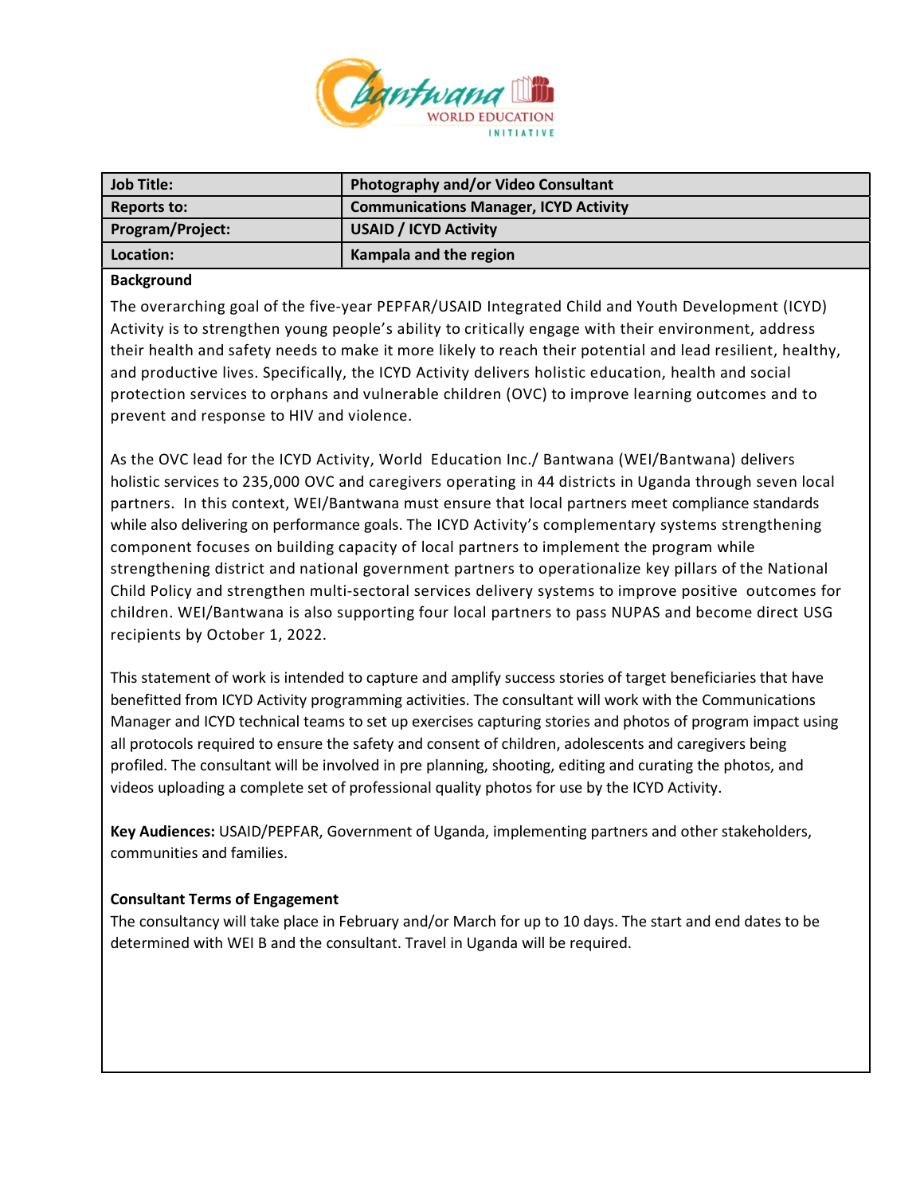| Job Title: | Photography and/or Video Consultant |
| --- | --- |
| Reports to: | Communications Manager, ICYD Activity |
| Program/Project: | USAID / ICYD Activity |
| Location: | Kampala and the region |

**Background**

The overarching goal of the five-year PEPFAR/USAID Integrated Child and Youth Development (ICYD) Activity is to strengthen young people's ability to critically engage with their environment, address their health and safety needs to make it more likely to reach their potential and lead resilient, healthy, and productive lives. Specifically, the ICYD Activity delivers holistic education, health and social protection services to orphans and vulnerable children (OVC) to improve learning outcomes and to prevent and response to HIV and violence.

As the OVC lead for the ICYD Activity, World Education Inc./ Bantwana (WEI/Bantwana) delivers holistic services to 235,000 OVC and caregivers operating in 44 districts in Uganda through seven local partners. In this context, WEI/Bantwana must ensure that local partners meet compliance standards while also delivering on performance goals. The ICYD Activity's complementary systems strengthening component focuses on building capacity of local partners to implement the program while strengthening district and national government partners to operationalize key pillars of the National Child Policy and strengthen multi-sectoral services delivery systems to improve positive outcomes for children. WEI/Bantwana is also supporting four local partners to pass NUPAS and become direct USG recipients by October 1, 2022.

This statement of work is intended to capture and amplify success stories of target beneficiaries that have benefitted from ICYD Activity programming activities. The consultant will work with the Communications Manager and ICYD technical teams to set up exercises capturing stories and photos of program impact using all protocols required to ensure the safety and consent of children, adolescents and caregivers being profiled. The consultant will be involved in pre planning, shooting, editing and curating the photos, and videos uploading a complete set of professional quality photos for use by the ICYD Activity.

**Key Audiences:** USAID/PEPFAR, Government of Uganda, implementing partners and other stakeholders, communities and families.

**Consultant Terms of Engagement**

The consultancy will take place in February and/or March for up to 10 days. The start and end dates to be determined with WEI B and the consultant. Travel in Uganda will be required.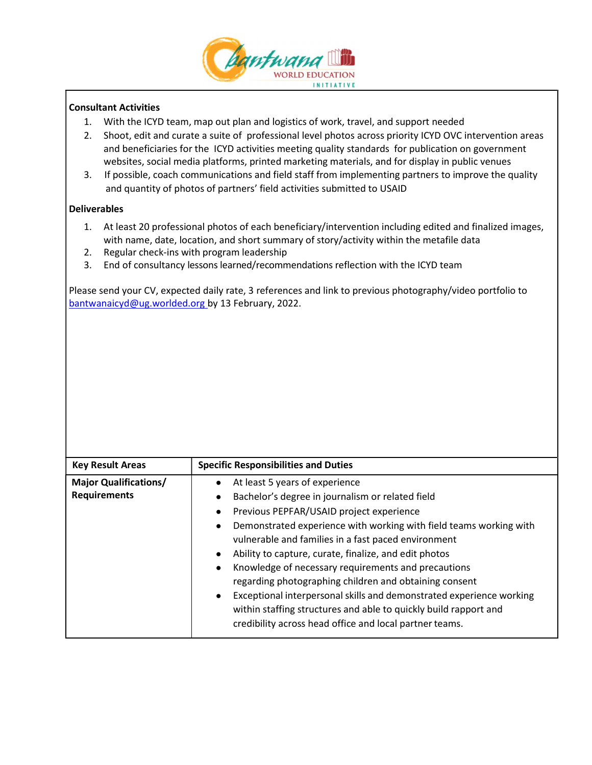**Consultant Activities**

1. With the ICYD team, map out plan and logistics of work, travel, and support needed
2. Shoot, edit and curate a suite of professional level photos across priority ICYD OVC intervention areas and beneficiaries for the ICYD activities meeting quality standards for publication on government websites, social media platforms, printed marketing materials, and for display in public venues
3. If possible, coach communications and field staff from implementing partners to improve the quality and quantity of photos of partners' field activities submitted to USAID

**Deliverables**

1. At least 20 professional photos of each beneficiary/intervention including edited and finalized images, with name, date, location, and short summary of story/activity within the metafile data
2. Regular check-ins with program leadership
3. End of consultancy lessons learned/recommendations reflection with the ICYD team

Please send your CV, expected daily rate, 3 references and link to previous photography/video portfolio to bantwanaicyd@ug.worlded.org by 13 February, 2022.

| Key Result Areas | Specific Responsibilities and Duties |
|---|---|
| **Major Qualifications/ Requirements** | • At least 5 years of experience<br>• Bachelor's degree in journalism or related field<br>• Previous PEPFAR/USAID project experience<br>• Demonstrated experience with working with field teams working with vulnerable and families in a fast paced environment<br>• Ability to capture, curate, finalize, and edit photos<br>• Knowledge of necessary requirements and precautions regarding photographing children and obtaining consent<br>• Exceptional interpersonal skills and demonstrated experience working within staffing structures and able to quickly build rapport and credibility across head office and local partner teams. |